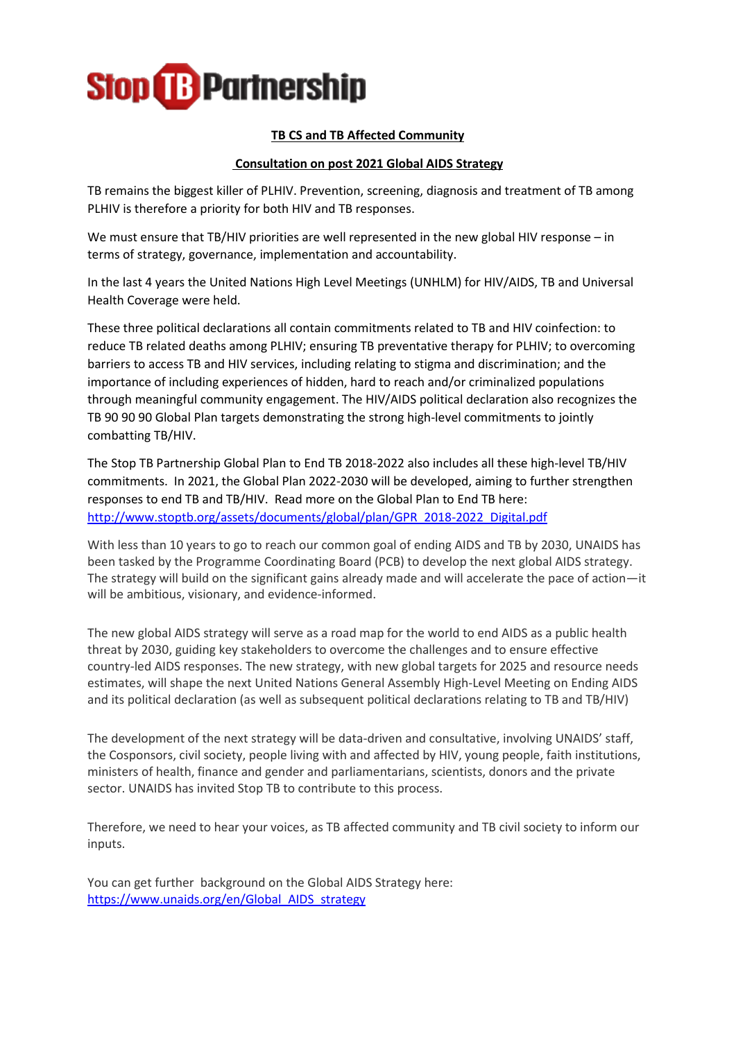Stop TB Partnership

**TB CS and TB Affected Community**

**Consultation on post 2021 Global AIDS Strategy**

TB remains the biggest killer of PLHIV. Prevention, screening, diagnosis and treatment of TB among PLHIV is therefore a priority for both HIV and TB responses.

We must ensure that TB/HIV priorities are well represented in the new global HIV response – in terms of strategy, governance, implementation and accountability.

In the last 4 years the United Nations High Level Meetings (UNHLM) for HIV/AIDS, TB and Universal Health Coverage were held.

These three political declarations all contain commitments related to TB and HIV coinfection: to reduce TB related deaths among PLHIV; ensuring TB preventative therapy for PLHIV; to overcoming barriers to access TB and HIV services, including relating to stigma and discrimination; and the importance of including experiences of hidden, hard to reach and/or criminalized populations through meaningful community engagement. The HIV/AIDS political declaration also recognizes the TB 90 90 90 Global Plan targets demonstrating the strong high-level commitments to jointly combatting TB/HIV.

The Stop TB Partnership Global Plan to End TB 2018-2022 also includes all these high-level TB/HIV commitments. In 2021, the Global Plan 2022-2030 will be developed, aiming to further strengthen responses to end TB and TB/HIV. Read more on the Global Plan to End TB here: [http://www.stoptb.org/assets/documents/global/plan/GPR_2018-2022_Digital.pdf](http://www.stoptb.org/assets/documents/global/plan/GPR_2018-2022_Digital.pdf)

With less than 10 years to go to reach our common goal of ending AIDS and TB by 2030, UNAIDS has been tasked by the Programme Coordinating Board (PCB) to develop the next global AIDS strategy. The strategy will build on the significant gains already made and will accelerate the pace of action—it will be ambitious, visionary, and evidence-informed.

The new global AIDS strategy will serve as a road map for the world to end AIDS as a public health threat by 2030, guiding key stakeholders to overcome the challenges and to ensure effective country-led AIDS responses. The new strategy, with new global targets for 2025 and resource needs estimates, will shape the next United Nations General Assembly High-Level Meeting on Ending AIDS and its political declaration (as well as subsequent political declarations relating to TB and TB/HIV)

The development of the next strategy will be data-driven and consultative, involving UNAIDS' staff, the Cosponsors, civil society, people living with and affected by HIV, young people, faith institutions, ministers of health, finance and gender and parliamentarians, scientists, donors and the private sector. UNAIDS has invited Stop TB to contribute to this process.

Therefore, we need to hear your voices, as TB affected community and TB civil society to inform our inputs.

You can get further background on the Global AIDS Strategy here: [https://www.unaids.org/en/Global_AIDS_strategy](https://www.unaids.org/en/Global_AIDS_strategy)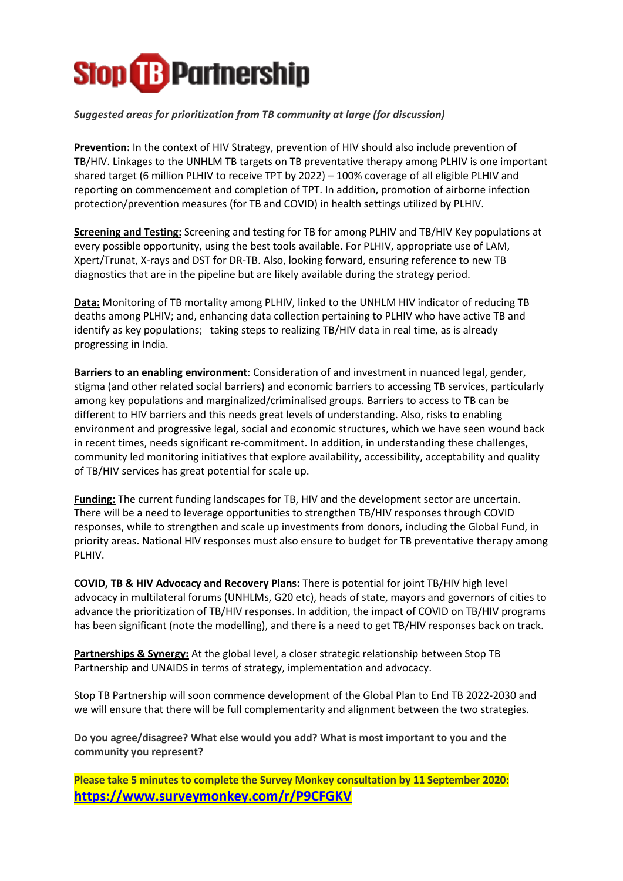# Stop TB Partnership

***Suggested areas for prioritization from TB community at large (for discussion)***

**Prevention:** In the context of HIV Strategy, prevention of HIV should also include prevention of TB/HIV. Linkages to the UNHLM TB targets on TB preventative therapy among PLHIV is one important shared target (6 million PLHIV to receive TPT by 2022) – 100% coverage of all eligible PLHIV and reporting on commencement and completion of TPT. In addition, promotion of airborne infection protection/prevention measures (for TB and COVID) in health settings utilized by PLHIV.

**Screening and Testing:** Screening and testing for TB for among PLHIV and TB/HIV Key populations at every possible opportunity, using the best tools available. For PLHIV, appropriate use of LAM, Xpert/Trunat, X-rays and DST for DR-TB. Also, looking forward, ensuring reference to new TB diagnostics that are in the pipeline but are likely available during the strategy period.

**Data:** Monitoring of TB mortality among PLHIV, linked to the UNHLM HIV indicator of reducing TB deaths among PLHIV; and, enhancing data collection pertaining to PLHIV who have active TB and identify as key populations; taking steps to realizing TB/HIV data in real time, as is already progressing in India.

**Barriers to an enabling environment**: Consideration of and investment in nuanced legal, gender, stigma (and other related social barriers) and economic barriers to accessing TB services, particularly among key populations and marginalized/criminalised groups. Barriers to access to TB can be different to HIV barriers and this needs great levels of understanding. Also, risks to enabling environment and progressive legal, social and economic structures, which we have seen wound back in recent times, needs significant re-commitment. In addition, in understanding these challenges, community led monitoring initiatives that explore availability, accessibility, acceptability and quality of TB/HIV services has great potential for scale up.

**Funding:** The current funding landscapes for TB, HIV and the development sector are uncertain. There will be a need to leverage opportunities to strengthen TB/HIV responses through COVID responses, while to strengthen and scale up investments from donors, including the Global Fund, in priority areas. National HIV responses must also ensure to budget for TB preventative therapy among PLHIV.

**COVID, TB & HIV Advocacy and Recovery Plans:** There is potential for joint TB/HIV high level advocacy in multilateral forums (UNHLMs, G20 etc), heads of state, mayors and governors of cities to advance the prioritization of TB/HIV responses. In addition, the impact of COVID on TB/HIV programs has been significant (note the modelling), and there is a need to get TB/HIV responses back on track.

**Partnerships & Synergy:** At the global level, a closer strategic relationship between Stop TB Partnership and UNAIDS in terms of strategy, implementation and advocacy.

Stop TB Partnership will soon commence development of the Global Plan to End TB 2022-2030 and we will ensure that there will be full complementarity and alignment between the two strategies.

**Do you agree/disagree? What else would you add? What is most important to you and the community you represent?**

**Please take 5 minutes to complete the Survey Monkey consultation by 11 September 2020:**
**https://www.surveymonkey.com/r/P9CFGKV**